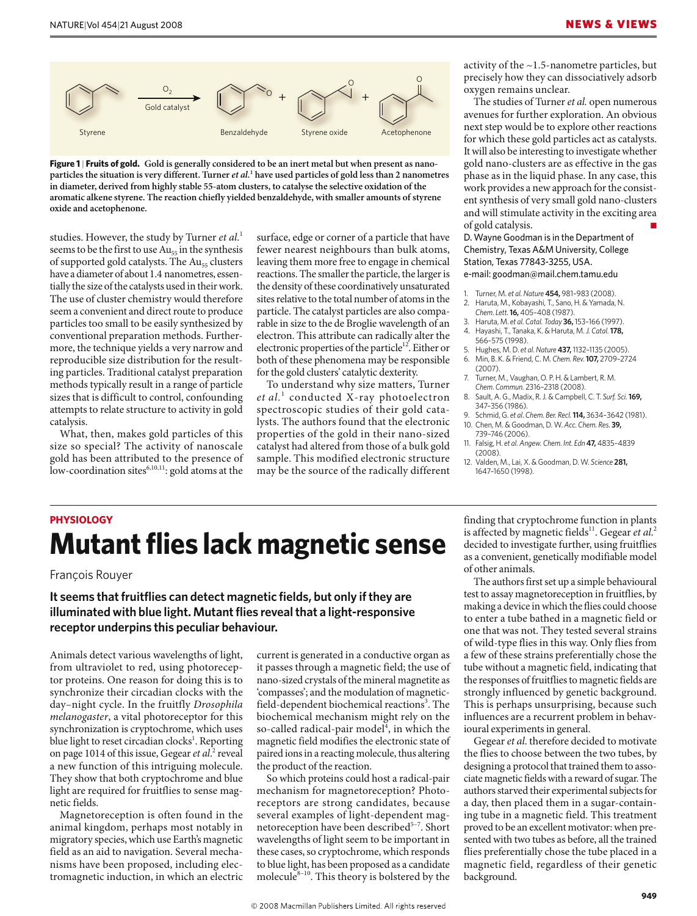Styrene → (O$_2$, Gold catalyst) → Benzaldehyde + Styrene oxide + Acetophenone

**Figure 1 | Fruits of gold. Gold is generally considered to be an inert metal but when present as nanoparticles the situation is very different. Turner *et al.*[1] have used particles of gold less than 2 nanometres in diameter, derived from highly stable 55-atom clusters, to catalyse the selective oxidation of the aromatic alkene styrene. The reaction chiefly yielded benzaldehyde, with smaller amounts of styrene oxide and acetophenone.**

studies. However, the study by Turner *et al.*[1] seems to be the first to use $Au_{55}$ in the synthesis of supported gold catalysts. The $Au_{55}$ clusters have a diameter of about 1.4 nanometres, essentially the size of the catalysts used in their work. The use of cluster chemistry would therefore seem a convenient and direct route to produce particles too small to be easily synthesized by conventional preparation methods. Furthermore, the technique yields a very narrow and reproducible size distribution for the resulting particles. Traditional catalyst preparation methods typically result in a range of particle sizes that is difficult to control, confounding attempts to relate structure to activity in gold catalysis.

What, then, makes gold particles of this size so special? The activity of nanoscale gold has been attributed to the presence of low-coordination sites[6,10,11]: gold atoms at the surface, edge or corner of a particle that have fewer nearest neighbours than bulk atoms, leaving them more free to engage in chemical reactions. The smaller the particle, the larger is the density of these coordinatively unsaturated sites relative to the total number of atoms in the particle. The catalyst particles are also comparable in size to the de Broglie wavelength of an electron. This attribute can radically alter the electronic properties of the particle[12]. Either or both of these phenomena may be responsible for the gold clusters' catalytic dexterity.

To understand why size matters, Turner *et al.*[1] conducted X-ray photoelectron spectroscopic studies of their gold catalysts. The authors found that the electronic properties of the gold in their nano-sized catalyst had altered from those of a bulk gold sample. This modified electronic structure may be the source of the radically different activity of the ~1.5-nanometre particles, but precisely how they can dissociatively adsorb oxygen remains unclear.

The studies of Turner *et al.* open numerous avenues for further exploration. An obvious next step would be to explore other reactions for which these gold particles act as catalysts. It will also be interesting to investigate whether gold nano-clusters are as effective in the gas phase as in the liquid phase. In any case, this work provides a new approach for the consistent synthesis of very small gold nano-clusters and will stimulate activity in the exciting area of gold catalysis.

D. Wayne Goodman is in the Department of Chemistry, Texas A&M University, College Station, Texas 77843-3255, USA.
e-mail: goodman@mail.chem.tamu.edu

1. Turner, M. *et al. Nature* **454,** 981–983 (2008).
2. Haruta, M., Kobayashi, T., Sano, H. & Yamada, N. *Chem. Lett.* **16,** 405–408 (1987).
3. Haruta, M. *et al. Catal. Today* **36,** 153–166 (1997).
4. Hayashi, T., Tanaka, K. & Haruta, M. *J. Catal.* **178,** 566–575 (1998).
5. Hughes, M. D. *et al. Nature* **437,** 1132–1135 (2005).
6. Min, B. K. & Friend, C. M. *Chem. Rev.* **107,** 2709–2724 (2007).
7. Turner, M., Vaughan, O. P. H. & Lambert, R. M. *Chem. Commun.* 2316–2318 (2008).
8. Sault, A. G., Madix, R. J. & Campbell, C. T. *Surf. Sci.* **169,** 347–356 (1986).
9. Schmid, G. *et al. Chem. Ber. Recl.* **114,** 3634–3642 (1981).
10. Chen, M. & Goodman, D. W. *Acc. Chem. Res.* **39,** 739–746 (2006).
11. Falsig, H. *et al. Angew. Chem. Int. Edn* **47,** 4835–4839 (2008).
12. Valden, M., Lai, X. & Goodman, D. W. *Science* **281,** 1647–1650 (1998).

PHYSIOLOGY

# Mutant flies lack magnetic sense

François Rouyer

**It seems that fruitflies can detect magnetic fields, but only if they are illuminated with blue light. Mutant flies reveal that a light-responsive receptor underpins this peculiar behaviour.**

Animals detect various wavelengths of light, from ultraviolet to red, using photoreceptor proteins. One reason for doing this is to synchronize their circadian clocks with the day–night cycle. In the fruitfly *Drosophila melanogaster*, a vital photoreceptor for this synchronization is cryptochrome, which uses blue light to reset circadian clocks[1]. Reporting on page 1014 of this issue, Gegear *et al.*[2] reveal a new function of this intriguing molecule. They show that both cryptochrome and blue light are required for fruitflies to sense magnetic fields.

Magnetoreception is often found in the animal kingdom, perhaps most notably in migratory species, which use Earth's magnetic field as an aid to navigation. Several mechanisms have been proposed, including electromagnetic induction, in which an electric current is generated in a conductive organ as it passes through a magnetic field; the use of nano-sized crystals of the mineral magnetite as 'compasses'; and the modulation of magnetic-field-dependent biochemical reactions[3]. The biochemical mechanism might rely on the so-called radical-pair model[4], in which the magnetic field modifies the electronic state of paired ions in a reacting molecule, thus altering the product of the reaction.

So which proteins could host a radical-pair mechanism for magnetoreception? Photoreceptors are strong candidates, because several examples of light-dependent magnetoreception have been described[5–7]. Short wavelengths of light seem to be important in these cases, so cryptochrome, which responds to blue light, has been proposed as a candidate molecule[8–10]. This theory is bolstered by the finding that cryptochrome function in plants is affected by magnetic fields[11]. Gegear *et al.*[2] decided to investigate further, using fruitflies as a convenient, genetically modifiable model of other animals.

The authors first set up a simple behavioural test to assay magnetoreception in fruitflies, by making a device in which the flies could choose to enter a tube bathed in a magnetic field or one that was not. They tested several strains of wild-type flies in this way. Only flies from a few of these strains preferentially chose the tube without a magnetic field, indicating that the responses of fruitflies to magnetic fields are strongly influenced by genetic background. This is perhaps unsurprising, because such influences are a recurrent problem in behavioural experiments in general.

Gegear *et al.* therefore decided to motivate the flies to choose between the two tubes, by designing a protocol that trained them to associate magnetic fields with a reward of sugar. The authors starved their experimental subjects for a day, then placed them in a sugar-containing tube in a magnetic field. This treatment proved to be an excellent motivator: when presented with two tubes as before, all the trained flies preferentially chose the tube placed in a magnetic field, regardless of their genetic background.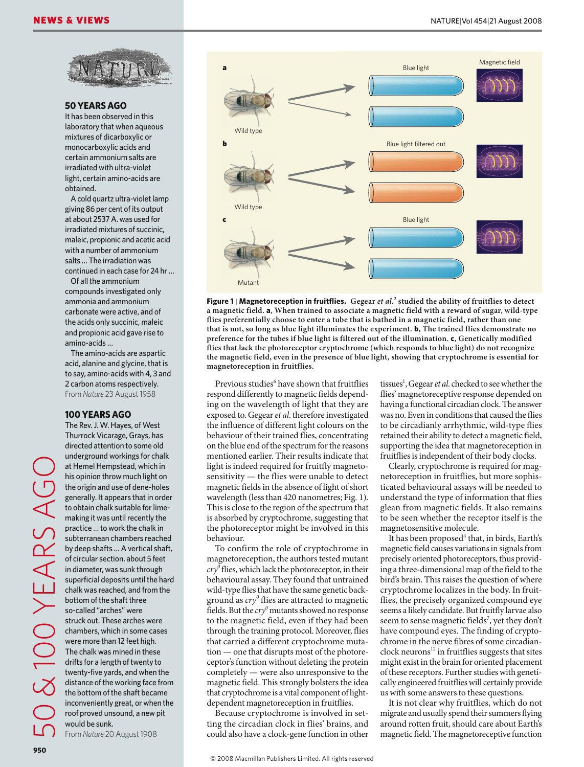## 50 & 100 YEARS AGO

### 50 YEARS AGO

It has been observed in this laboratory that when aqueous mixtures of dicarboxylic or monocarboxylic acids and certain ammonium salts are irradiated with ultra-violet light, certain amino-acids are obtained.

A cold quartz ultra-violet lamp giving 86 per cent of its output at about 2537 A. was used for irradiated mixtures of succinic, maleic, propionic and acetic acid with a number of ammonium salts ... The irradiation was continued in each case for 24 hr ...

Of all the ammonium compounds investigated only ammonia and ammonium carbonate were active, and of the acids only succinic, maleic and propionic acid gave rise to amino-acids ...

The amino-acids are aspartic acid, alanine and glycine, that is to say, amino-acids with 4, 3 and 2 carbon atoms respectively.

From *Nature* 23 August 1958

### 100 YEARS AGO

The Rev. J. W. Hayes, of West Thurrock Vicarage, Grays, has directed attention to some old underground workings for chalk at Hemel Hempstead, which in his opinion throw much light on the origin and use of dene-holes generally. It appears that in order to obtain chalk suitable for lime-making it was until recently the practice ... to work the chalk in subterranean chambers reached by deep shafts ... A vertical shaft, of circular section, about 5 feet in diameter, was sunk through superficial deposits until the hard chalk was reached, and from the bottom of the shaft three so-called "arches" were struck out. These arches were chambers, which in some cases were more than 12 feet high. The chalk was mined in these drifts for a length of twenty to twenty-five yards, and when the distance of the working face from the bottom of the shaft became inconveniently great, or when the roof proved unsound, a new pit would be sunk.

From *Nature* 20 August 1908

---

**Figure 1** | **Magnetoreception in fruitflies.** Gegear *et al.*[2] studied the ability of fruitflies to detect a magnetic field. **a**, When trained to associate a magnetic field with a reward of sugar, wild-type flies preferentially choose to enter a tube that is bathed in a magnetic field, rather than one that is not, so long as blue light illuminates the experiment. **b**, The trained flies demonstrate no preference for the tubes if blue light is filtered out of the illumination. **c**, Genetically modified flies that lack the photoreceptor cryptochrome (which responds to blue light) do not recognize the magnetic field, even in the presence of blue light, showing that cryptochrome is essential for magnetoreception in fruitflies.

Previous studies[6] have shown that fruitflies respond differently to magnetic fields depending on the wavelength of light that they are exposed to. Gegear *et al.* therefore investigated the influence of different light colours on the behaviour of their trained flies, concentrating on the blue end of the spectrum for the reasons mentioned earlier. Their results indicate that light is indeed required for fruitfly magnetosensitivity — the flies were unable to detect magnetic fields in the absence of light of short wavelength (less than 420 nanometres; Fig. 1). This is close to the region of the spectrum that is absorbed by cryptochrome, suggesting that the photoreceptor might be involved in this behaviour.

To confirm the role of cryptochrome in magnetoreception, the authors tested mutant $cry^0$ flies, which lack the photoreceptor, in their behavioural assay. They found that untrained wild-type flies that have the same genetic background as $cry^0$ flies are attracted to magnetic fields. But the $cry^0$ mutants showed no response to the magnetic field, even if they had been through the training protocol. Moreover, flies that carried a different cryptochrome mutation — one that disrupts most of the photoreceptor's function without deleting the protein completely — were also unresponsive to the magnetic field. This strongly bolsters the idea that cryptochrome is a vital component of light-dependent magnetoreception in fruitflies.

Because cryptochrome is involved in setting the circadian clock in flies' brains, and could also have a clock-gene function in other tissues[1], Gegear *et al.* checked to see whether the flies' magnetoreceptive response depended on having a functional circadian clock. The answer was no. Even in conditions that caused the flies to be circadianly arrhythmic, wild-type flies retained their ability to detect a magnetic field, supporting the idea that magnetoreception in fruitflies is independent of their body clocks.

Clearly, cryptochrome is required for magnetoreception in fruitflies, but more sophisticated behavioural assays will be needed to understand the type of information that flies glean from magnetic fields. It also remains to be seen whether the receptor itself is the magnetosensitive molecule.

It has been proposed[4] that, in birds, Earth's magnetic field causes variations in signals from precisely oriented photoreceptors, thus providing a three-dimensional map of the field to the bird's brain. This raises the question of where cryptochrome localizes in the body. In fruitflies, the precisely organized compound eye seems a likely candidate. But fruitfly larvae also seem to sense magnetic fields[7], yet they don't have compound eyes. The finding of cryptochrome in the nerve fibres of some circadian-clock neurons[12] in fruitflies suggests that sites might exist in the brain for oriented placement of these receptors. Further studies with genetically engineered fruitflies will certainly provide us with some answers to these questions.

It is not clear why fruitflies, which do not migrate and usually spend their summers flying around rotten fruit, should care about Earth's magnetic field. The magnetoreceptive function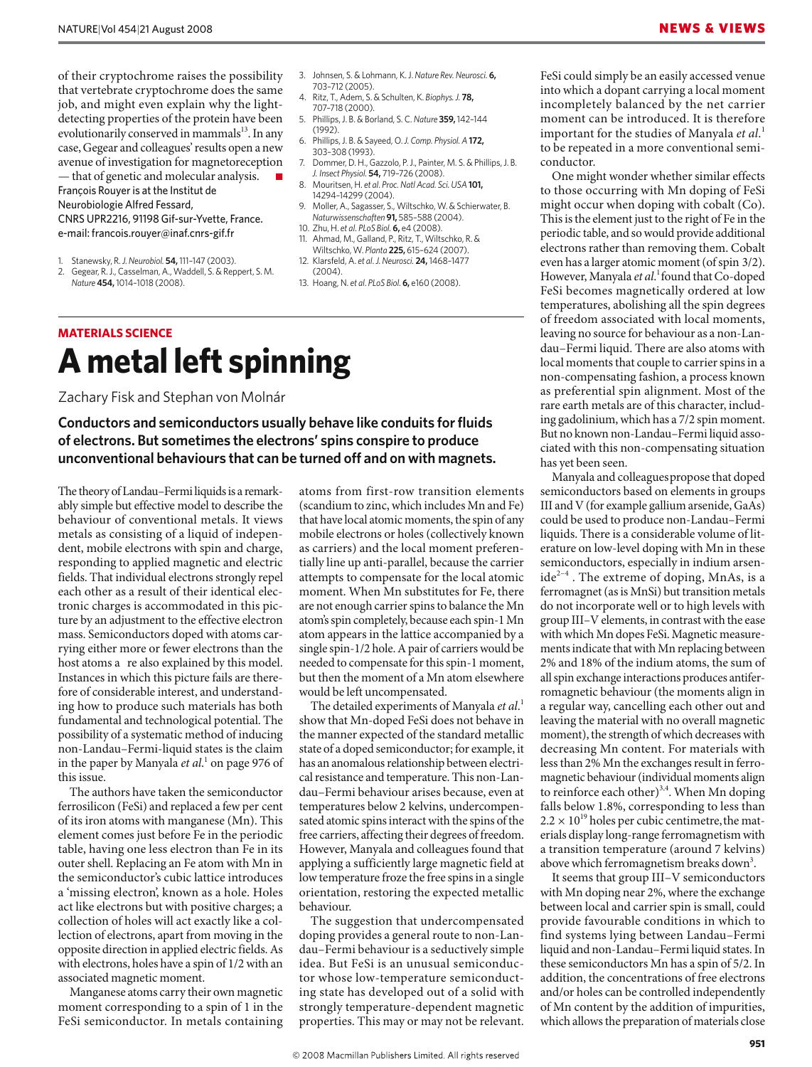of their cryptochrome raises the possibility that vertebrate cryptochrome does the same job, and might even explain why the light-detecting properties of the protein have been evolutionarily conserved in mammals[13]. In any case, Gegear and colleagues' results open a new avenue of investigation for magnetoreception — that of genetic and molecular analysis. ■

François Rouyer is at the Institut de Neurobiologie Alfred Fessard, CNRS UPR2216, 91198 Gif-sur-Yvette, France.
e-mail: francois.rouyer@inaf.cnrs-gif.fr

1. Stanewsky, R. *J. Neurobiol.* **54,** 111–147 (2003).
2. Gegear, R. J., Casselman, A., Waddell, S. & Reppert, S. M. *Nature* **454,** 1014–1018 (2008).
3. Johnsen, S. & Lohmann, K. J. *Nature Rev. Neurosci.* **6,** 703–712 (2005).
4. Ritz, T., Adem, S. & Schulten, K. *Biophys. J.* **78,** 707–718 (2000).
5. Phillips, J. B. & Borland, S. C. *Nature* **359,** 142–144 (1992).
6. Phillips, J. B. & Sayeed, O. *J. Comp. Physiol. A* **172,** 303–308 (1993).
7. Dommer, D. H., Gazzolo, P. J., Painter, M. S. & Phillips, J. B. *J. Insect Physiol.* **54,** 719–726 (2008).
8. Mouritsen, H. *et al. Proc. Natl Acad. Sci. USA* **101,** 14294–14299 (2004).
9. Moller, A., Sagasser, S., Wiltschko, W. & Schierwater, B. *Naturwissenschaften* **91,** 585–588 (2004).
10. Zhu, H. *et al. PLoS Biol.* **6,** e4 (2008).
11. Ahmad, M., Galland, P., Ritz, T., Wiltschko, R. & Wiltschko, W. *Planta* **225,** 615–624 (2007).
12. Klarsfeld, A. *et al. J. Neurosci.* **24,** 1468–1477 (2004).
13. Hoang, N. *et al. PLoS Biol.* **6,** e160 (2008).

## MATERIALS SCIENCE

# A metal left spinning

Zachary Fisk and Stephan von Molnár

**Conductors and semiconductors usually behave like conduits for fluids of electrons. But sometimes the electrons' spins conspire to produce unconventional behaviours that can be turned off and on with magnets.**

The theory of Landau–Fermi liquids is a remarkably simple but effective model to describe the behaviour of conventional metals. It views metals as consisting of a liquid of independent, mobile electrons with spin and charge, responding to applied magnetic and electric fields. That individual electrons strongly repel each other as a result of their identical electronic charges is accommodated in this picture by an adjustment to the effective electron mass. Semiconductors doped with atoms carrying either more or fewer electrons than the host atoms a re also explained by this model. Instances in which this picture fails are therefore of considerable interest, and understanding how to produce such materials has both fundamental and technological potential. The possibility of a systematic method of inducing non-Landau–Fermi-liquid states is the claim in the paper by Manyala *et al.*[1] on page 976 of this issue.

The authors have taken the semiconductor ferrosilicon (FeSi) and replaced a few per cent of its iron atoms with manganese (Mn). This element comes just before Fe in the periodic table, having one less electron than Fe in its outer shell. Replacing an Fe atom with Mn in the semiconductor's cubic lattice introduces a 'missing electron', known as a hole. Holes act like electrons but with positive charges; a collection of holes will act exactly like a collection of electrons, apart from moving in the opposite direction in applied electric fields. As with electrons, holes have a spin of 1/2 with an associated magnetic moment.

Manganese atoms carry their own magnetic moment corresponding to a spin of 1 in the FeSi semiconductor. In metals containing atoms from first-row transition elements (scandium to zinc, which includes Mn and Fe) that have local atomic moments, the spin of any mobile electrons or holes (collectively known as carriers) and the local moment preferentially line up anti-parallel, because the carrier attempts to compensate for the local atomic moment. When Mn substitutes for Fe, there are not enough carrier spins to balance the Mn atom's spin completely, because each spin-1 Mn atom appears in the lattice accompanied by a single spin-1/2 hole. A pair of carriers would be needed to compensate for this spin-1 moment, but then the moment of a Mn atom elsewhere would be left uncompensated.

The detailed experiments of Manyala *et al.*[1] show that Mn-doped FeSi does not behave in the manner expected of the standard metallic state of a doped semiconductor; for example, it has an anomalous relationship between electrical resistance and temperature. This non-Landau–Fermi behaviour arises because, even at temperatures below 2 kelvins, undercompensated atomic spins interact with the spins of the free carriers, affecting their degrees of freedom. However, Manyala and colleagues found that applying a sufficiently large magnetic field at low temperature froze the free spins in a single orientation, restoring the expected metallic behaviour.

The suggestion that undercompensated doping provides a general route to non-Landau–Fermi behaviour is a seductively simple idea. But FeSi is an unusual semiconductor whose low-temperature semiconducting state has developed out of a solid with strongly temperature-dependent magnetic properties. This may or may not be relevant. FeSi could simply be an easily accessed venue into which a dopant carrying a local moment incompletely balanced by the net carrier moment can be introduced. It is therefore important for the studies of Manyala *et al.*[1] to be repeated in a more conventional semiconductor.

One might wonder whether similar effects to those occurring with Mn doping of FeSi might occur when doping with cobalt (Co). This is the element just to the right of Fe in the periodic table, and so would provide additional electrons rather than removing them. Cobalt even has a larger atomic moment (of spin 3/2). However, Manyala *et al.*[1] found that Co-doped FeSi becomes magnetically ordered at low temperatures, abolishing all the spin degrees of freedom associated with local moments, leaving no source for behaviour as a non-Landau–Fermi liquid. There are also atoms with local moments that couple to carrier spins in a non-compensating fashion, a process known as preferential spin alignment. Most of the rare earth metals are of this character, including gadolinium, which has a 7/2 spin moment. But no known non-Landau–Fermi liquid associated with this non-compensating situation has yet been seen.

Manyala and colleagues propose that doped semiconductors based on elements in groups III and V (for example gallium arsenide, GaAs) could be used to produce non-Landau–Fermi liquids. There is a considerable volume of literature on low-level doping with Mn in these semiconductors, especially in indium arsenide[2–4]. The extreme of doping, MnAs, is a ferromagnet (as is MnSi) but transition metals do not incorporate well or to high levels with group III–V elements, in contrast with the ease with which Mn dopes FeSi. Magnetic measurements indicate that with Mn replacing between 2% and 18% of the indium atoms, the sum of all spin exchange interactions produces antiferromagnetic behaviour (the moments align in a regular way, cancelling each other out and leaving the material with no overall magnetic moment), the strength of which decreases with decreasing Mn content. For materials with less than 2% Mn the exchanges result in ferromagnetic behaviour (individual moments align to reinforce each other)[3,4]. When Mn doping falls below 1.8%, corresponding to less than $2.2 \times 10^{19}$ holes per cubic centimetre, the materials display long-range ferromagnetism with a transition temperature (around 7 kelvins) above which ferromagnetism breaks down[3].

It seems that group III–V semiconductors with Mn doping near 2%, where the exchange between local and carrier spin is small, could provide favourable conditions in which to find systems lying between Landau–Fermi liquid and non-Landau–Fermi liquid states. In these semiconductors Mn has a spin of 5/2. In addition, the concentrations of free electrons and/or holes can be controlled independently of Mn content by the addition of impurities, which allows the preparation of materials close